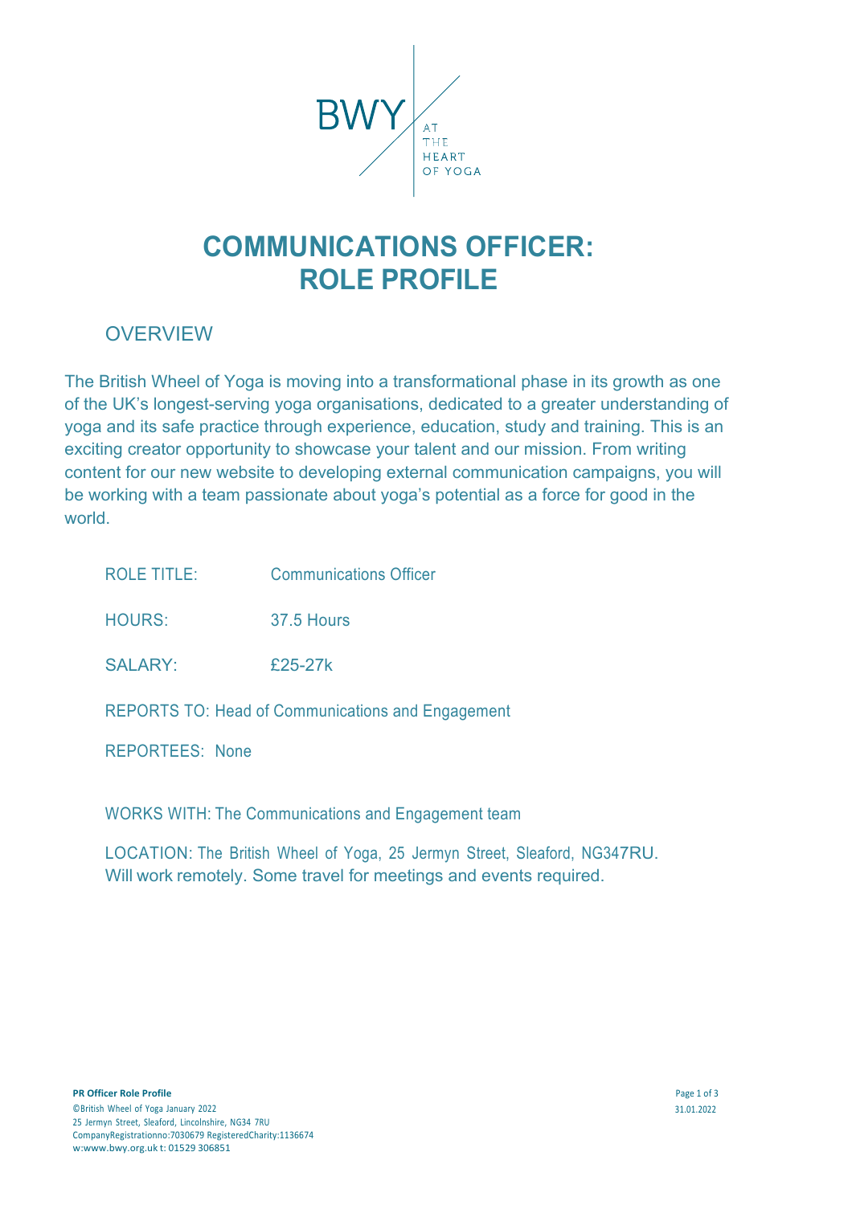BWY AT THE HEART OF YOGA

# COMMUNICATIONS OFFICER: ROLE PROFILE

## OVERVIEW

The British Wheel of Yoga is moving into a transformational phase in its growth as one of the UK's longest-serving yoga organisations, dedicated to a greater understanding of yoga and its safe practice through experience, education, study and training. This is an exciting creator opportunity to showcase your talent and our mission. From writing content for our new website to developing external communication campaigns, you will be working with a team passionate about yoga's potential as a force for good in the world.

ROLE TITLE: Communications Officer

HOURS: 37.5 Hours

SALARY: £25-27k

REPORTS TO: Head of Communications and Engagement

REPORTEES: None

WORKS WITH: The Communications and Engagement team

LOCATION: The British Wheel of Yoga, 25 Jermyn Street, Sleaford, NG347RU.
Will work remotely. Some travel for meetings and events required.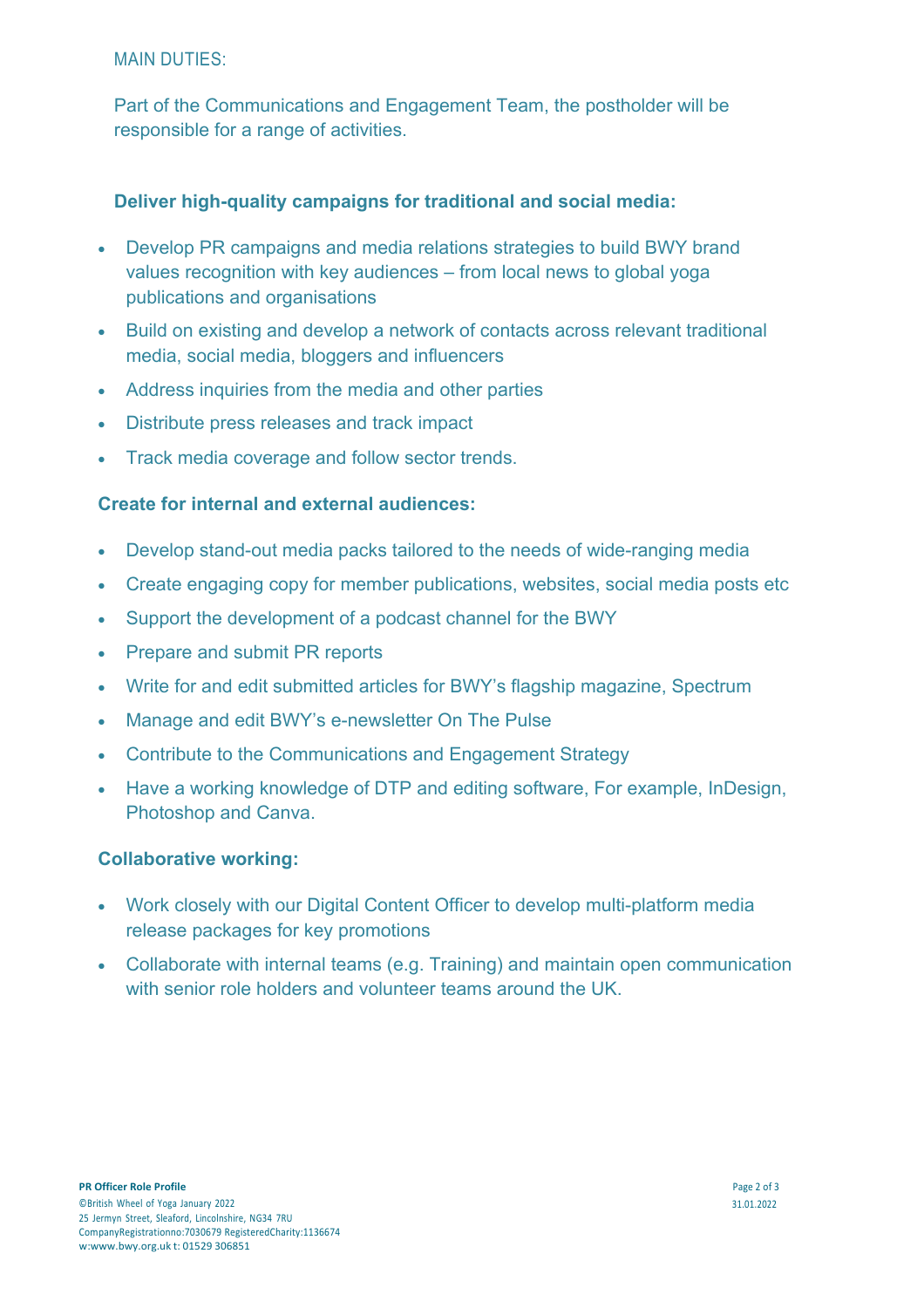MAIN DUTIES:

Part of the Communications and Engagement Team, the postholder will be responsible for a range of activities.

### Deliver high-quality campaigns for traditional and social media:

- Develop PR campaigns and media relations strategies to build BWY brand values recognition with key audiences – from local news to global yoga publications and organisations
- Build on existing and develop a network of contacts across relevant traditional media, social media, bloggers and influencers
- Address inquiries from the media and other parties
- Distribute press releases and track impact
- Track media coverage and follow sector trends.

### Create for internal and external audiences:

- Develop stand-out media packs tailored to the needs of wide-ranging media
- Create engaging copy for member publications, websites, social media posts etc
- Support the development of a podcast channel for the BWY
- Prepare and submit PR reports
- Write for and edit submitted articles for BWY's flagship magazine, Spectrum
- Manage and edit BWY's e-newsletter On The Pulse
- Contribute to the Communications and Engagement Strategy
- Have a working knowledge of DTP and editing software, For example, InDesign, Photoshop and Canva.

### Collaborative working:

- Work closely with our Digital Content Officer to develop multi-platform media release packages for key promotions
- Collaborate with internal teams (e.g. Training) and maintain open communication with senior role holders and volunteer teams around the UK.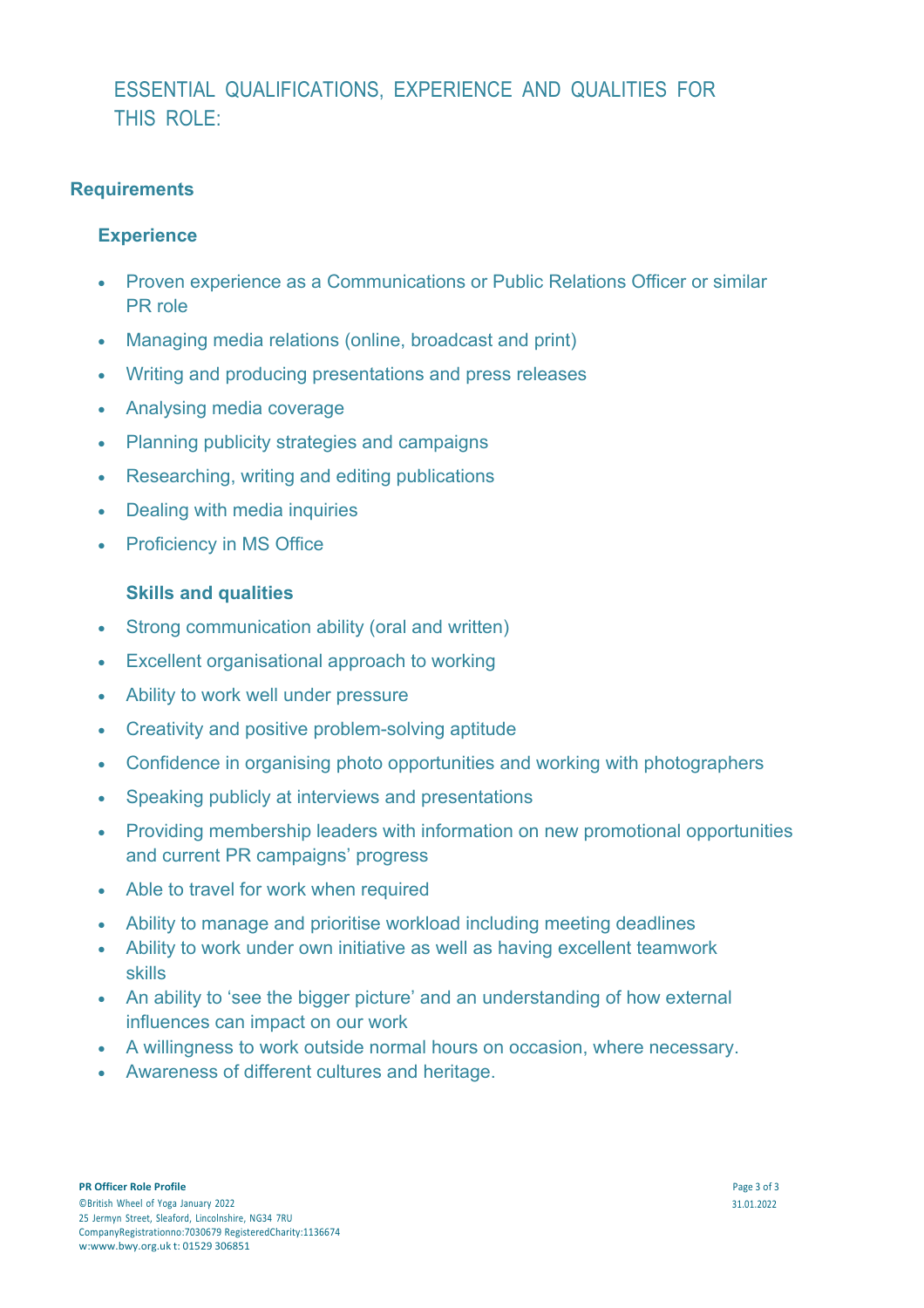# ESSENTIAL QUALIFICATIONS, EXPERIENCE AND QUALITIES FOR THIS ROLE:

## Requirements

### Experience

- Proven experience as a Communications or Public Relations Officer or similar PR role
- Managing media relations (online, broadcast and print)
- Writing and producing presentations and press releases
- Analysing media coverage
- Planning publicity strategies and campaigns
- Researching, writing and editing publications
- Dealing with media inquiries
- Proficiency in MS Office

### Skills and qualities

- Strong communication ability (oral and written)
- Excellent organisational approach to working
- Ability to work well under pressure
- Creativity and positive problem-solving aptitude
- Confidence in organising photo opportunities and working with photographers
- Speaking publicly at interviews and presentations
- Providing membership leaders with information on new promotional opportunities and current PR campaigns' progress
- Able to travel for work when required
- Ability to manage and prioritise workload including meeting deadlines
- Ability to work under own initiative as well as having excellent teamwork skills
- An ability to 'see the bigger picture' and an understanding of how external influences can impact on our work
- A willingness to work outside normal hours on occasion, where necessary.
- Awareness of different cultures and heritage.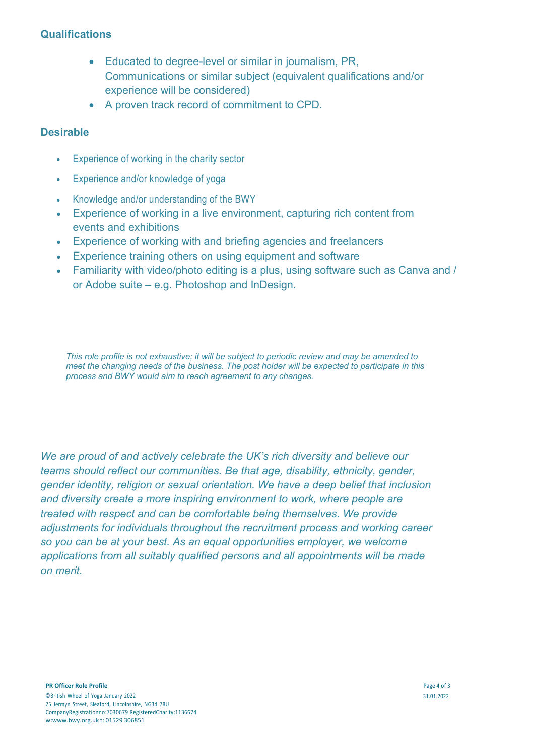### Qualifications

- Educated to degree-level or similar in journalism, PR, Communications or similar subject (equivalent qualifications and/or experience will be considered)
- A proven track record of commitment to CPD.

### Desirable

- Experience of working in the charity sector
- Experience and/or knowledge of yoga
- Knowledge and/or understanding of the BWY
- Experience of working in a live environment, capturing rich content from events and exhibitions
- Experience of working with and briefing agencies and freelancers
- Experience training others on using equipment and software
- Familiarity with video/photo editing is a plus, using software such as Canva and / or Adobe suite – e.g. Photoshop and InDesign.

*This role profile is not exhaustive; it will be subject to periodic review and may be amended to meet the changing needs of the business. The post holder will be expected to participate in this process and BWY would aim to reach agreement to any changes.*

*We are proud of and actively celebrate the UK's rich diversity and believe our teams should reflect our communities. Be that age, disability, ethnicity, gender, gender identity, religion or sexual orientation. We have a deep belief that inclusion and diversity create a more inspiring environment to work, where people are treated with respect and can be comfortable being themselves. We provide adjustments for individuals throughout the recruitment process and working career so you can be at your best. As an equal opportunities employer, we welcome applications from all suitably qualified persons and all appointments will be made on merit.*